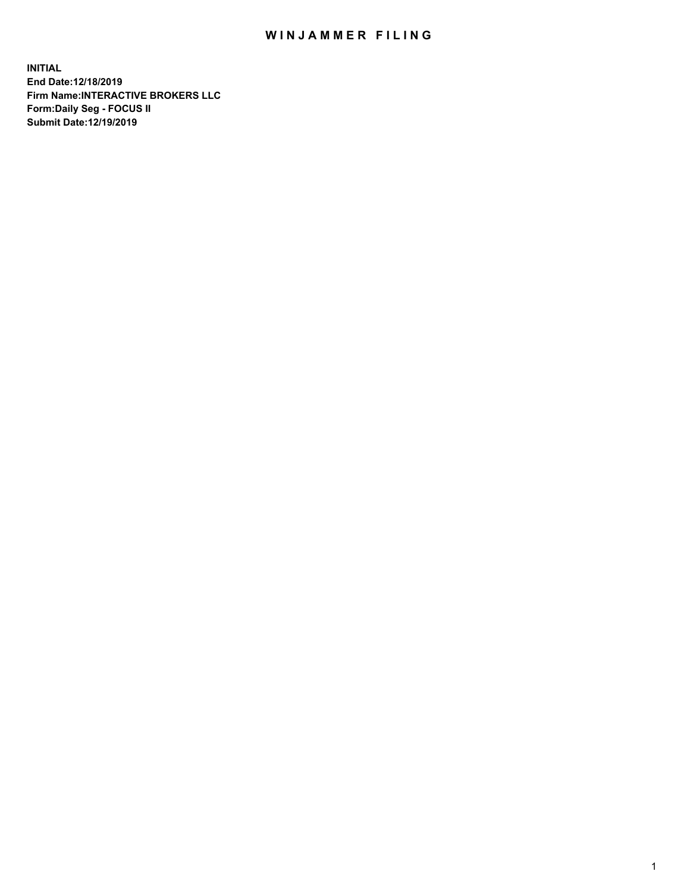# WINJAMMER FILING

**INITIAL**
**End Date:12/18/2019**
**Firm Name:INTERACTIVE BROKERS LLC**
**Form:Daily Seg - FOCUS II**
**Submit Date:12/19/2019**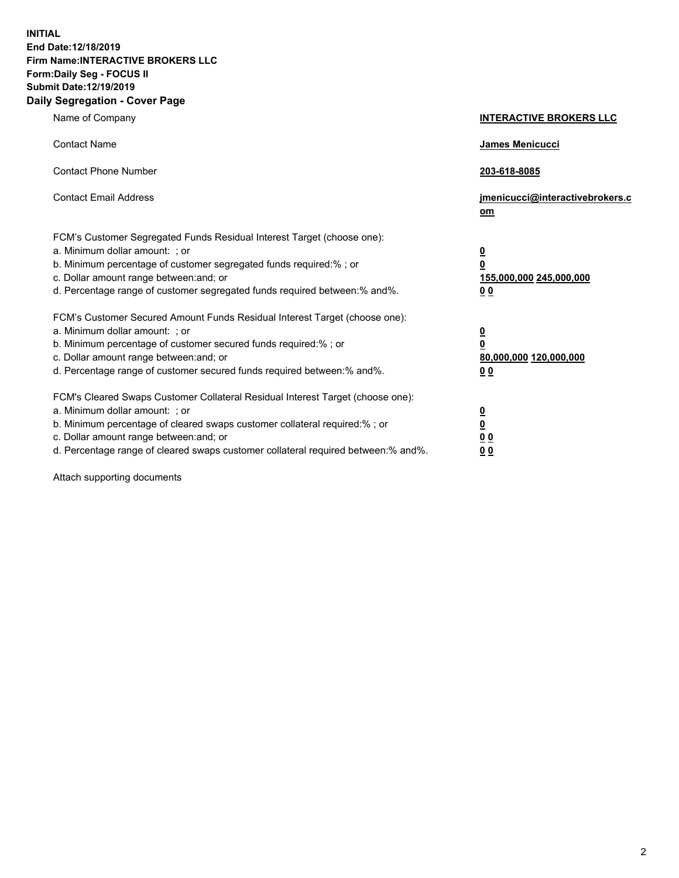**INITIAL**
**End Date:12/18/2019**
**Firm Name:INTERACTIVE BROKERS LLC**
**Form:Daily Seg - FOCUS II**
**Submit Date:12/19/2019**
**Daily Segregation - Cover Page**

| | |
|---|---|
| Name of Company | **INTERACTIVE BROKERS LLC** |
| Contact Name | **James Menicucci** |
| Contact Phone Number | **203-618-8085** |
| Contact Email Address | **jmenicucci@interactivebrokers.com** |
| FCM's Customer Segregated Funds Residual Interest Target (choose one): | |
| a. Minimum dollar amount: ; or | **0** |
| b. Minimum percentage of customer segregated funds required:% ; or | **0** |
| c. Dollar amount range between:and; or | **155,000,000 245,000,000** |
| d. Percentage range of customer segregated funds required between:% and%. | **0 0** |
| FCM's Customer Secured Amount Funds Residual Interest Target (choose one): | |
| a. Minimum dollar amount: ; or | **0** |
| b. Minimum percentage of customer secured funds required:% ; or | **0** |
| c. Dollar amount range between:and; or | **80,000,000 120,000,000** |
| d. Percentage range of customer secured funds required between:% and%. | **0 0** |
| FCM's Cleared Swaps Customer Collateral Residual Interest Target (choose one): | |
| a. Minimum dollar amount: ; or | **0** |
| b. Minimum percentage of cleared swaps customer collateral required:% ; or | **0** |
| c. Dollar amount range between:and; or | **0 0** |
| d. Percentage range of cleared swaps customer collateral required between:% and%. | **0 0** |

Attach supporting documents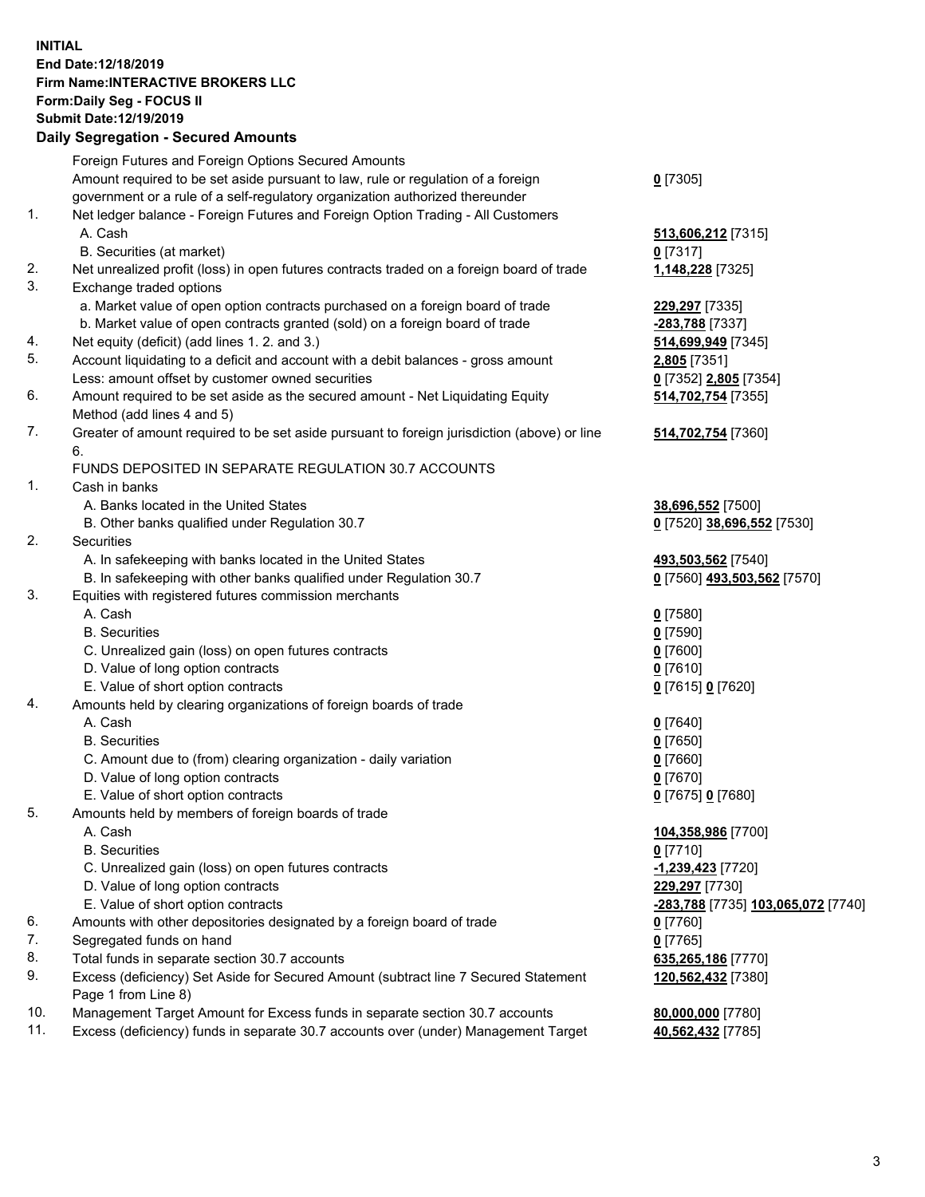**INITIAL**
**End Date:12/18/2019**
**Firm Name:INTERACTIVE BROKERS LLC**
**Form:Daily Seg - FOCUS II**
**Submit Date:12/19/2019**
**Daily Segregation - Secured Amounts**

| | | |
|---|---|---|
| | Foreign Futures and Foreign Options Secured Amounts | |
| | Amount required to be set aside pursuant to law, rule or regulation of a foreign government or a rule of a self-regulatory organization authorized thereunder | **0** [7305] |
| 1. | Net ledger balance - Foreign Futures and Foreign Option Trading - All Customers | |
| | A. Cash | **513,606,212** [7315] |
| | B. Securities (at market) | **0** [7317] |
| 2. | Net unrealized profit (loss) in open futures contracts traded on a foreign board of trade | **1,148,228** [7325] |
| 3. | Exchange traded options | |
| | a. Market value of open option contracts purchased on a foreign board of trade | **229,297** [7335] |
| | b. Market value of open contracts granted (sold) on a foreign board of trade | **-283,788** [7337] |
| 4. | Net equity (deficit) (add lines 1. 2. and 3.) | **514,699,949** [7345] |
| 5. | Account liquidating to a deficit and account with a debit balances - gross amount | **2,805** [7351] |
| | Less: amount offset by customer owned securities | **0** [7352] **2,805** [7354] |
| 6. | Amount required to be set aside as the secured amount - Net Liquidating Equity Method (add lines 4 and 5) | **514,702,754** [7355] |
| 7. | Greater of amount required to be set aside pursuant to foreign jurisdiction (above) or line 6. | **514,702,754** [7360] |
| | FUNDS DEPOSITED IN SEPARATE REGULATION 30.7 ACCOUNTS | |
| 1. | Cash in banks | |
| | A. Banks located in the United States | **38,696,552** [7500] |
| | B. Other banks qualified under Regulation 30.7 | **0** [7520] **38,696,552** [7530] |
| 2. | Securities | |
| | A. In safekeeping with banks located in the United States | **493,503,562** [7540] |
| | B. In safekeeping with other banks qualified under Regulation 30.7 | **0** [7560] **493,503,562** [7570] |
| 3. | Equities with registered futures commission merchants | |
| | A. Cash | **0** [7580] |
| | B. Securities | **0** [7590] |
| | C. Unrealized gain (loss) on open futures contracts | **0** [7600] |
| | D. Value of long option contracts | **0** [7610] |
| | E. Value of short option contracts | **0** [7615] **0** [7620] |
| 4. | Amounts held by clearing organizations of foreign boards of trade | |
| | A. Cash | **0** [7640] |
| | B. Securities | **0** [7650] |
| | C. Amount due to (from) clearing organization - daily variation | **0** [7660] |
| | D. Value of long option contracts | **0** [7670] |
| | E. Value of short option contracts | **0** [7675] **0** [7680] |
| 5. | Amounts held by members of foreign boards of trade | |
| | A. Cash | **104,358,986** [7700] |
| | B. Securities | **0** [7710] |
| | C. Unrealized gain (loss) on open futures contracts | **-1,239,423** [7720] |
| | D. Value of long option contracts | **229,297** [7730] |
| | E. Value of short option contracts | **-283,788** [7735] **103,065,072** [7740] |
| 6. | Amounts with other depositories designated by a foreign board of trade | **0** [7760] |
| 7. | Segregated funds on hand | **0** [7765] |
| 8. | Total funds in separate section 30.7 accounts | **635,265,186** [7770] |
| 9. | Excess (deficiency) Set Aside for Secured Amount (subtract line 7 Secured Statement Page 1 from Line 8) | **120,562,432** [7380] |
| 10. | Management Target Amount for Excess funds in separate section 30.7 accounts | **80,000,000** [7780] |
| 11. | Excess (deficiency) funds in separate 30.7 accounts over (under) Management Target | **40,562,432** [7785] |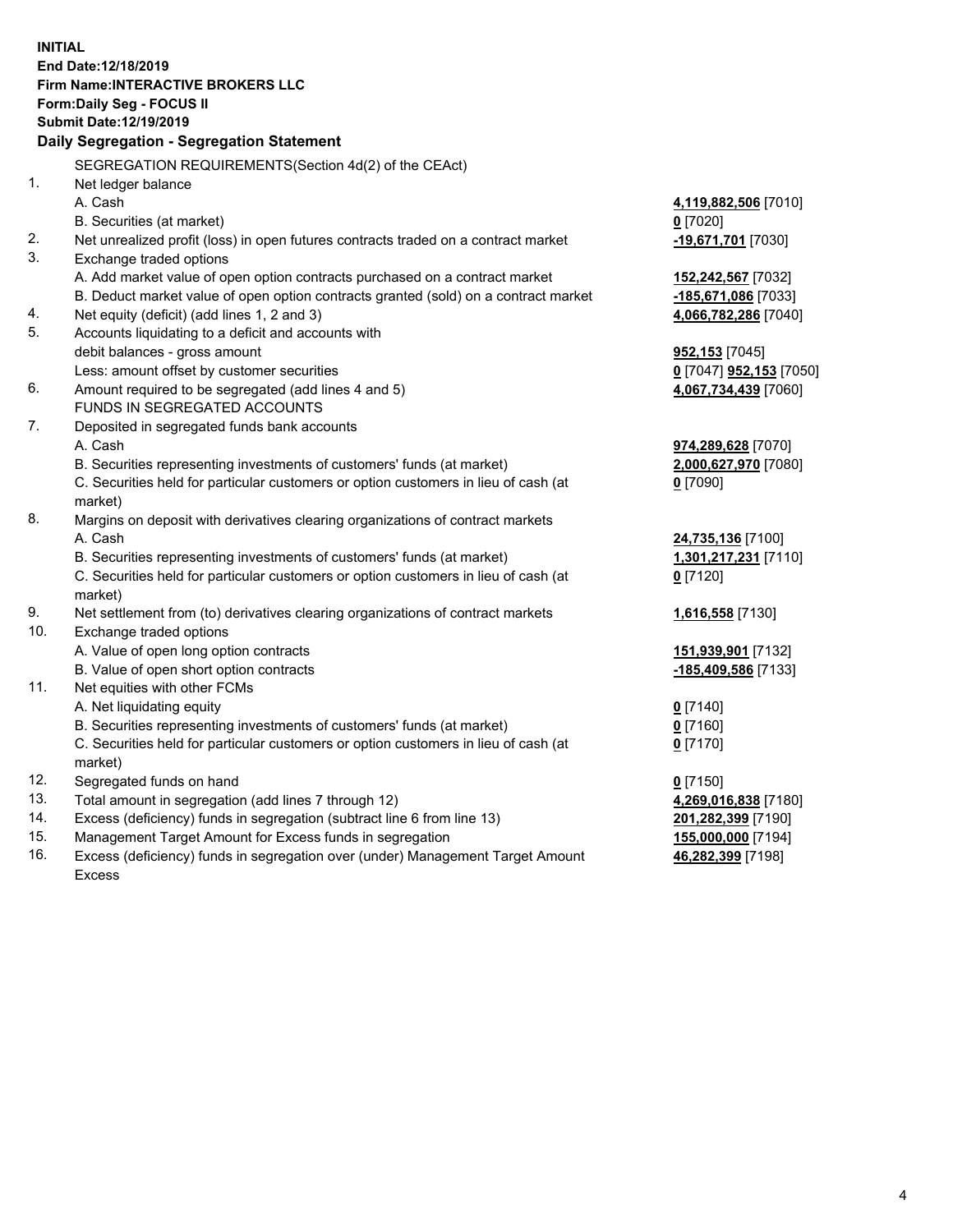**INITIAL**
**End Date:12/18/2019**
**Firm Name:INTERACTIVE BROKERS LLC**
**Form:Daily Seg - FOCUS II**
**Submit Date:12/19/2019**

**Daily Segregation - Segregation Statement**

SEGREGATION REQUIREMENTS(Section 4d(2) of the CEAct)

| | | |
|---|---|---|
| 1. | Net ledger balance | |
| | A. Cash | **4,119,882,506** [7010] |
| | B. Securities (at market) | **0** [7020] |
| 2. | Net unrealized profit (loss) in open futures contracts traded on a contract market | **-19,671,701** [7030] |
| 3. | Exchange traded options | |
| | A. Add market value of open option contracts purchased on a contract market | **152,242,567** [7032] |
| | B. Deduct market value of open option contracts granted (sold) on a contract market | **-185,671,086** [7033] |
| 4. | Net equity (deficit) (add lines 1, 2 and 3) | **4,066,782,286** [7040] |
| 5. | Accounts liquidating to a deficit and accounts with | |
| | debit balances - gross amount | **952,153** [7045] |
| | Less: amount offset by customer securities | **0** [7047] **952,153** [7050] |
| 6. | Amount required to be segregated (add lines 4 and 5) | **4,067,734,439** [7060] |
| | FUNDS IN SEGREGATED ACCOUNTS | |
| 7. | Deposited in segregated funds bank accounts | |
| | A. Cash | **974,289,628** [7070] |
| | B. Securities representing investments of customers' funds (at market) | **2,000,627,970** [7080] |
| | C. Securities held for particular customers or option customers in lieu of cash (at market) | **0** [7090] |
| 8. | Margins on deposit with derivatives clearing organizations of contract markets | |
| | A. Cash | **24,735,136** [7100] |
| | B. Securities representing investments of customers' funds (at market) | **1,301,217,231** [7110] |
| | C. Securities held for particular customers or option customers in lieu of cash (at market) | **0** [7120] |
| 9. | Net settlement from (to) derivatives clearing organizations of contract markets | **1,616,558** [7130] |
| 10. | Exchange traded options | |
| | A. Value of open long option contracts | **151,939,901** [7132] |
| | B. Value of open short option contracts | **-185,409,586** [7133] |
| 11. | Net equities with other FCMs | |
| | A. Net liquidating equity | **0** [7140] |
| | B. Securities representing investments of customers' funds (at market) | **0** [7160] |
| | C. Securities held for particular customers or option customers in lieu of cash (at market) | **0** [7170] |
| 12. | Segregated funds on hand | **0** [7150] |
| 13. | Total amount in segregation (add lines 7 through 12) | **4,269,016,838** [7180] |
| 14. | Excess (deficiency) funds in segregation (subtract line 6 from line 13) | **201,282,399** [7190] |
| 15. | Management Target Amount for Excess funds in segregation | **155,000,000** [7194] |
| 16. | Excess (deficiency) funds in segregation over (under) Management Target Amount Excess | **46,282,399** [7198] |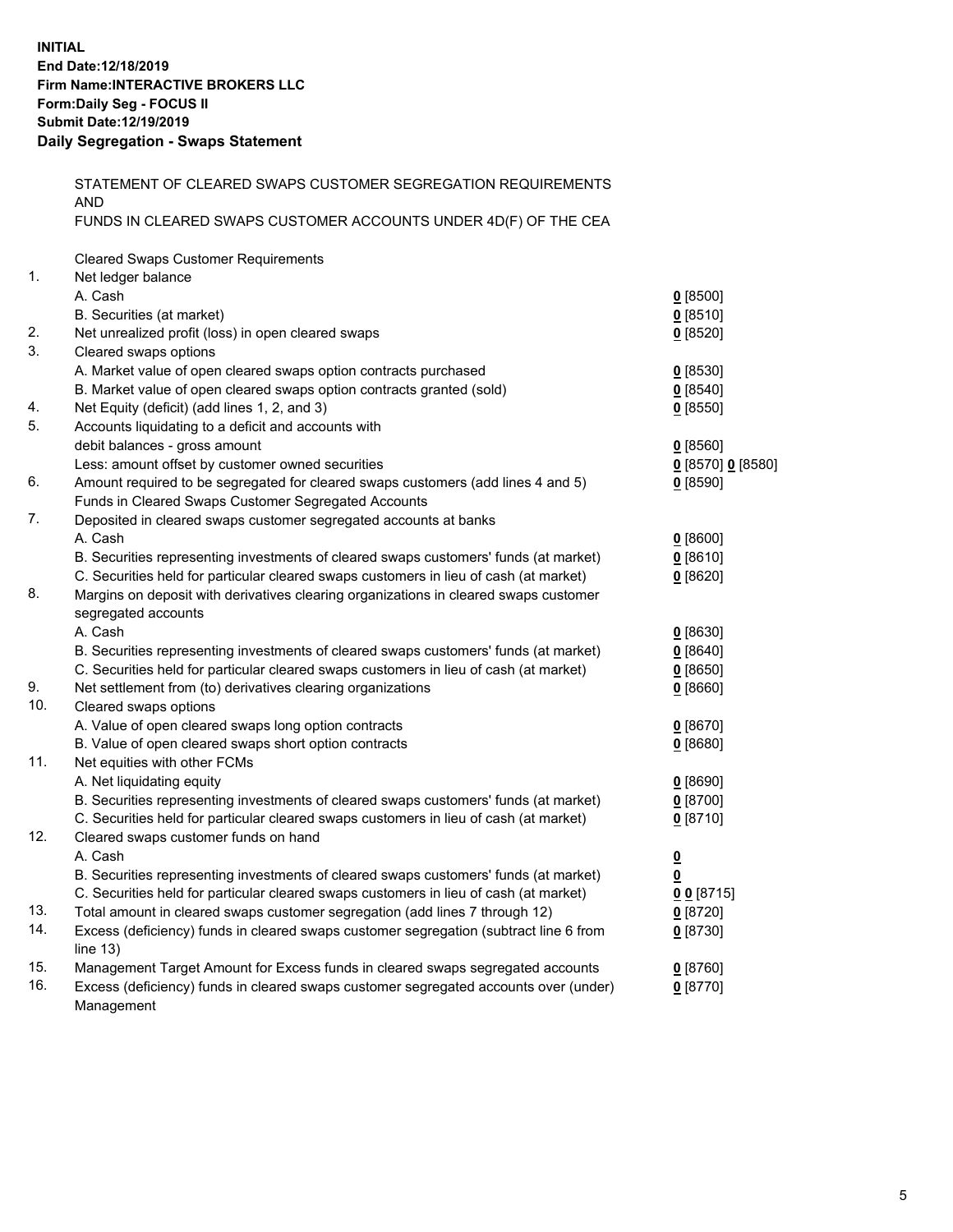**INITIAL**
**End Date:12/18/2019**
**Firm Name:INTERACTIVE BROKERS LLC**
**Form:Daily Seg - FOCUS II**
**Submit Date:12/19/2019**
**Daily Segregation - Swaps Statement**

STATEMENT OF CLEARED SWAPS CUSTOMER SEGREGATION REQUIREMENTS AND FUNDS IN CLEARED SWAPS CUSTOMER ACCOUNTS UNDER 4D(F) OF THE CEA

| | | |
|---|---|---|
| | Cleared Swaps Customer Requirements | |
| 1. | Net ledger balance | |
| | A. Cash | 0 [8500] |
| | B. Securities (at market) | 0 [8510] |
| 2. | Net unrealized profit (loss) in open cleared swaps | 0 [8520] |
| 3. | Cleared swaps options | |
| | A. Market value of open cleared swaps option contracts purchased | 0 [8530] |
| | B. Market value of open cleared swaps option contracts granted (sold) | 0 [8540] |
| 4. | Net Equity (deficit) (add lines 1, 2, and 3) | 0 [8550] |
| 5. | Accounts liquidating to a deficit and accounts with debit balances - gross amount | 0 [8560] |
| | Less: amount offset by customer owned securities | 0 [8570] 0 [8580] |
| 6. | Amount required to be segregated for cleared swaps customers (add lines 4 and 5) | 0 [8590] |
| | Funds in Cleared Swaps Customer Segregated Accounts | |
| 7. | Deposited in cleared swaps customer segregated accounts at banks | |
| | A. Cash | 0 [8600] |
| | B. Securities representing investments of cleared swaps customers' funds (at market) | 0 [8610] |
| | C. Securities held for particular cleared swaps customers in lieu of cash (at market) | 0 [8620] |
| 8. | Margins on deposit with derivatives clearing organizations in cleared swaps customer segregated accounts | |
| | A. Cash | 0 [8630] |
| | B. Securities representing investments of cleared swaps customers' funds (at market) | 0 [8640] |
| | C. Securities held for particular cleared swaps customers in lieu of cash (at market) | 0 [8650] |
| 9. | Net settlement from (to) derivatives clearing organizations | 0 [8660] |
| 10. | Cleared swaps options | |
| | A. Value of open cleared swaps long option contracts | 0 [8670] |
| | B. Value of open cleared swaps short option contracts | 0 [8680] |
| 11. | Net equities with other FCMs | |
| | A. Net liquidating equity | 0 [8690] |
| | B. Securities representing investments of cleared swaps customers' funds (at market) | 0 [8700] |
| | C. Securities held for particular cleared swaps customers in lieu of cash (at market) | 0 [8710] |
| 12. | Cleared swaps customer funds on hand | |
| | A. Cash | 0 |
| | B. Securities representing investments of cleared swaps customers' funds (at market) | 0 |
| | C. Securities held for particular cleared swaps customers in lieu of cash (at market) | 0 0 [8715] |
| 13. | Total amount in cleared swaps customer segregation (add lines 7 through 12) | 0 [8720] |
| 14. | Excess (deficiency) funds in cleared swaps customer segregation (subtract line 6 from line 13) | 0 [8730] |
| 15. | Management Target Amount for Excess funds in cleared swaps segregated accounts | 0 [8760] |
| 16. | Excess (deficiency) funds in cleared swaps customer segregated accounts over (under) Management | 0 [8770] |